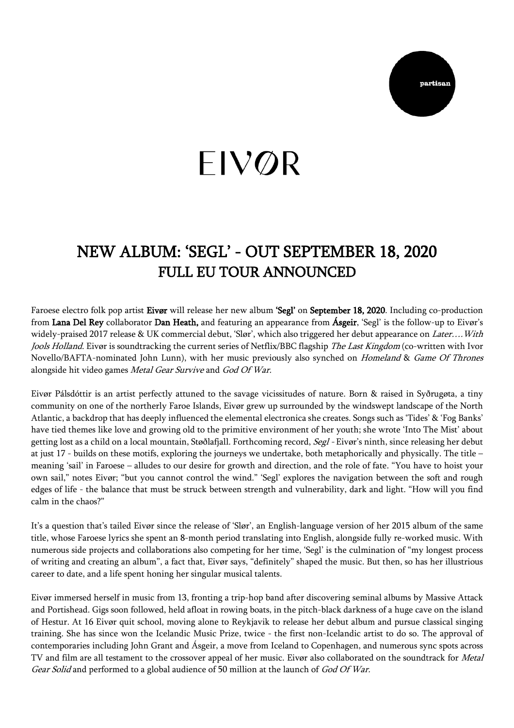partisan

# EIVØR

## NEW ALBUM: 'SEGL' - OUT SEPTEMBER 18, 2020
## FULL EU TOUR ANNOUNCED

Faroese electro folk pop artist **Eivør** will release her new album **'Segl'** on **September 18, 2020**. Including co-production from **Lana Del Rey** collaborator **Dan Heath,** and featuring an appearance from **Ásgeir**, 'Segl' is the follow-up to Eivør's widely-praised 2017 release & UK commercial debut, 'Slør', which also triggered her debut appearance on *Later….With Jools Holland*. Eivør is soundtracking the current series of Netflix/BBC flagship *The Last Kingdom* (co-written with Ivor Novello/BAFTA-nominated John Lunn), with her music previously also synched on *Homeland* & *Game Of Thrones* alongside hit video games *Metal Gear Survive* and *God Of War.*

Eivør Pálsdóttir is an artist perfectly attuned to the savage vicissitudes of nature. Born & raised in Syðrugøta, a tiny community on one of the northerly Faroe Islands, Eivør grew up surrounded by the windswept landscape of the North Atlantic, a backdrop that has deeply influenced the elemental electronica she creates. Songs such as 'Tides' & 'Fog Banks' have tied themes like love and growing old to the primitive environment of her youth; she wrote 'Into The Mist' about getting lost as a child on a local mountain, Støðlafjall. Forthcoming record, *Segl* - Eivør's ninth, since releasing her debut at just 17 - builds on these motifs, exploring the journeys we undertake, both metaphorically and physically. The title – meaning 'sail' in Faroese – alludes to our desire for growth and direction, and the role of fate. "You have to hoist your own sail," notes Eivør; "but you cannot control the wind." 'Segl' explores the navigation between the soft and rough edges of life - the balance that must be struck between strength and vulnerability, dark and light. "How will you find calm in the chaos?"

It's a question that's tailed Eivør since the release of 'Slør', an English-language version of her 2015 album of the same title, whose Faroese lyrics she spent an 8-month period translating into English, alongside fully re-worked music. With numerous side projects and collaborations also competing for her time, 'Segl' is the culmination of "my longest process of writing and creating an album", a fact that, Eivør says, "definitely" shaped the music. But then, so has her illustrious career to date, and a life spent honing her singular musical talents.

Eivør immersed herself in music from 13, fronting a trip-hop band after discovering seminal albums by Massive Attack and Portishead. Gigs soon followed, held afloat in rowing boats, in the pitch-black darkness of a huge cave on the island of Hestur. At 16 Eivør quit school, moving alone to Reykjavik to release her debut album and pursue classical singing training. She has since won the Icelandic Music Prize, twice - the first non-Icelandic artist to do so. The approval of contemporaries including John Grant and Ásgeir, a move from Iceland to Copenhagen, and numerous sync spots across TV and film are all testament to the crossover appeal of her music. Eivør also collaborated on the soundtrack for *Metal Gear Solid* and performed to a global audience of 50 million at the launch of *God Of War.*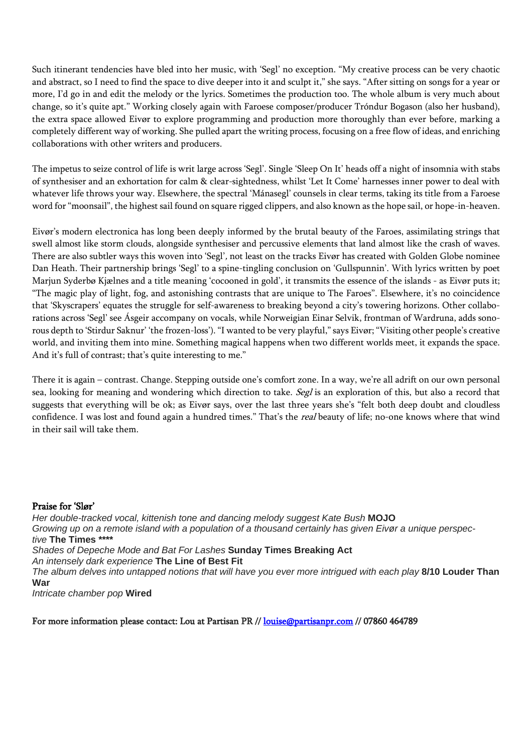Such itinerant tendencies have bled into her music, with 'Segl' no exception. "My creative process can be very chaotic and abstract, so I need to find the space to dive deeper into it and sculpt it," she says. "After sitting on songs for a year or more, I'd go in and edit the melody or the lyrics. Sometimes the production too. The whole album is very much about change, so it's quite apt." Working closely again with Faroese composer/producer Tróndur Bogason (also her husband), the extra space allowed Eivør to explore programming and production more thoroughly than ever before, marking a completely different way of working. She pulled apart the writing process, focusing on a free flow of ideas, and enriching collaborations with other writers and producers.

The impetus to seize control of life is writ large across 'Segl'. Single 'Sleep On It' heads off a night of insomnia with stabs of synthesiser and an exhortation for calm & clear-sightedness, whilst 'Let It Come' harnesses inner power to deal with whatever life throws your way. Elsewhere, the spectral 'Mánasegl' counsels in clear terms, taking its title from a Faroese word for "moonsail", the highest sail found on square rigged clippers, and also known as the hope sail, or hope-in-heaven.

Eivør's modern electronica has long been deeply informed by the brutal beauty of the Faroes, assimilating strings that swell almost like storm clouds, alongside synthesiser and percussive elements that land almost like the crash of waves. There are also subtler ways this woven into 'Segl', not least on the tracks Eivør has created with Golden Globe nominee Dan Heath. Their partnership brings 'Segl' to a spine-tingling conclusion on 'Gullspunnin'. With lyrics written by poet Marjun Syderbø Kjælnes and a title meaning 'cocooned in gold', it transmits the essence of the islands - as Eivør puts it; "The magic play of light, fog, and astonishing contrasts that are unique to The Faroes". Elsewhere, it's no coincidence that 'Skyscrapers' equates the struggle for self-awareness to breaking beyond a city's towering horizons. Other collaborations across 'Segl' see Ásgeir accompany on vocals, while Norweigian Einar Selvik, frontman of Wardruna, adds sonorous depth to 'Stirdur Saknur' 'the frozen-loss'). "I wanted to be very playful," says Eivør; "Visiting other people's creative world, and inviting them into mine. Something magical happens when two different worlds meet, it expands the space. And it's full of contrast; that's quite interesting to me."

There it is again – contrast. Change. Stepping outside one's comfort zone. In a way, we're all adrift on our own personal sea, looking for meaning and wondering which direction to take. *Segl* is an exploration of this, but also a record that suggests that everything will be ok; as Eivør says, over the last three years she's "felt both deep doubt and cloudless confidence. I was lost and found again a hundred times." That's the *real* beauty of life; no-one knows where that wind in their sail will take them.

**Praise for 'Slør'**

*Her double-tracked vocal, kittenish tone and dancing melody suggest Kate Bush* **MOJO**
*Growing up on a remote island with a population of a thousand certainly has given Eivør a unique perspective* **The Times ****
*Shades of Depeche Mode and Bat For Lashes* **Sunday Times Breaking Act**
*An intensely dark experience* **The Line of Best Fit**
*The album delves into untapped notions that will have you ever more intrigued with each play* **8/10 Louder Than War**
*Intricate chamber pop* **Wired**

**For more information please contact: Lou at Partisan PR // louise@partisanpr.com // 07860 464789**